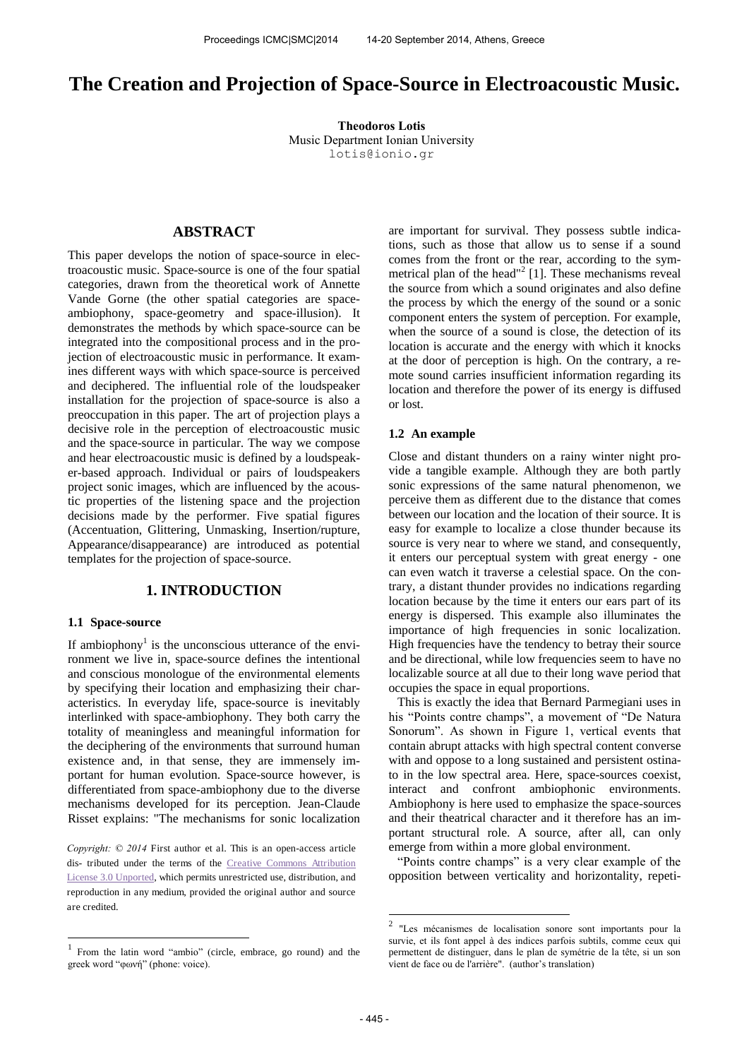# The Creation and Projection of Space-Source in Electroacoustic Music.

**Theodoros Lotis**
Music Department Ionian University
lotis@ionio.gr

## ABSTRACT

This paper develops the notion of space-source in electroacoustic music. Space-source is one of the four spatial categories, drawn from the theoretical work of Annette Vande Gorne (the other spatial categories are space-ambiophony, space-geometry and space-illusion). It demonstrates the methods by which space-source can be integrated into the compositional process and in the projection of electroacoustic music in performance. It examines different ways with which space-source is perceived and deciphered. The influential role of the loudspeaker installation for the projection of space-source is also a preoccupation in this paper. The art of projection plays a decisive role in the perception of electroacoustic music and the space-source in particular. The way we compose and hear electroacoustic music is defined by a loudspeaker-based approach. Individual or pairs of loudspeakers project sonic images, which are influenced by the acoustic properties of the listening space and the projection decisions made by the performer. Five spatial figures (Accentuation, Glittering, Unmasking, Insertion/rupture, Appearance/disappearance) are introduced as potential templates for the projection of space-source.

## 1. INTRODUCTION

### 1.1 Space-source

If ambiophony[1] is the unconscious utterance of the environment we live in, space-source defines the intentional and conscious monologue of the environmental elements by specifying their location and emphasizing their characteristics. In everyday life, space-source is inevitably interlinked with space-ambiophony. They both carry the totality of meaningless and meaningful information for the deciphering of the environments that surround human existence and, in that sense, they are immensely important for human evolution. Space-source however, is differentiated from space-ambiophony due to the diverse mechanisms developed for its perception. Jean-Claude Risset explains: "The mechanisms for sonic localization are important for survival. They possess subtle indications, such as those that allow us to sense if a sound comes from the front or the rear, according to the symmetrical plan of the head"[2] [1]. These mechanisms reveal the source from which a sound originates and also define the process by which the energy of the sound or a sonic component enters the system of perception. For example, when the source of a sound is close, the detection of its location is accurate and the energy with which it knocks at the door of perception is high. On the contrary, a remote sound carries insufficient information regarding its location and therefore the power of its energy is diffused or lost.

### 1.2 An example

Close and distant thunders on a rainy winter night provide a tangible example. Although they are both partly sonic expressions of the same natural phenomenon, we perceive them as different due to the distance that comes between our location and the location of their source. It is easy for example to localize a close thunder because its source is very near to where we stand, and consequently, it enters our perceptual system with great energy - one can even watch it traverse a celestial space. On the contrary, a distant thunder provides no indications regarding location because by the time it enters our ears part of its energy is dispersed. This example also illuminates the importance of high frequencies in sonic localization. High frequencies have the tendency to betray their source and be directional, while low frequencies seem to have no localizable source at all due to their long wave period that occupies the space in equal proportions.

This is exactly the idea that Bernard Parmegiani uses in his "Points contre champs", a movement of "De Natura Sonorum". As shown in Figure 1, vertical events that contain abrupt attacks with high spectral content converse with and oppose to a long sustained and persistent ostinato in the low spectral area. Here, space-sources coexist, interact and confront ambiophonic environments. Ambiophony is here used to emphasize the space-sources and their theatrical character and it therefore has an important structural role. A source, after all, can only emerge from within a more global environment.

"Points contre champs" is a very clear example of the opposition between verticality and horizontality, repeti-

*Copyright: © 2014* First author et al. This is an open-access article dis- tributed under the terms of the Creative Commons Attribution License 3.0 Unported, which permits unrestricted use, distribution, and reproduction in any medium, provided the original author and source are credited.

[1] From the latin word "ambio" (circle, embrace, go round) and the greek word "φωνή" (phone: voice).

[2] "Les mécanismes de localisation sonore sont importants pour la survie, et ils font appel à des indices parfois subtils, comme ceux qui permettent de distinguer, dans le plan de symétrie de la tête, si un son vient de face ou de l'arrière". (author's translation)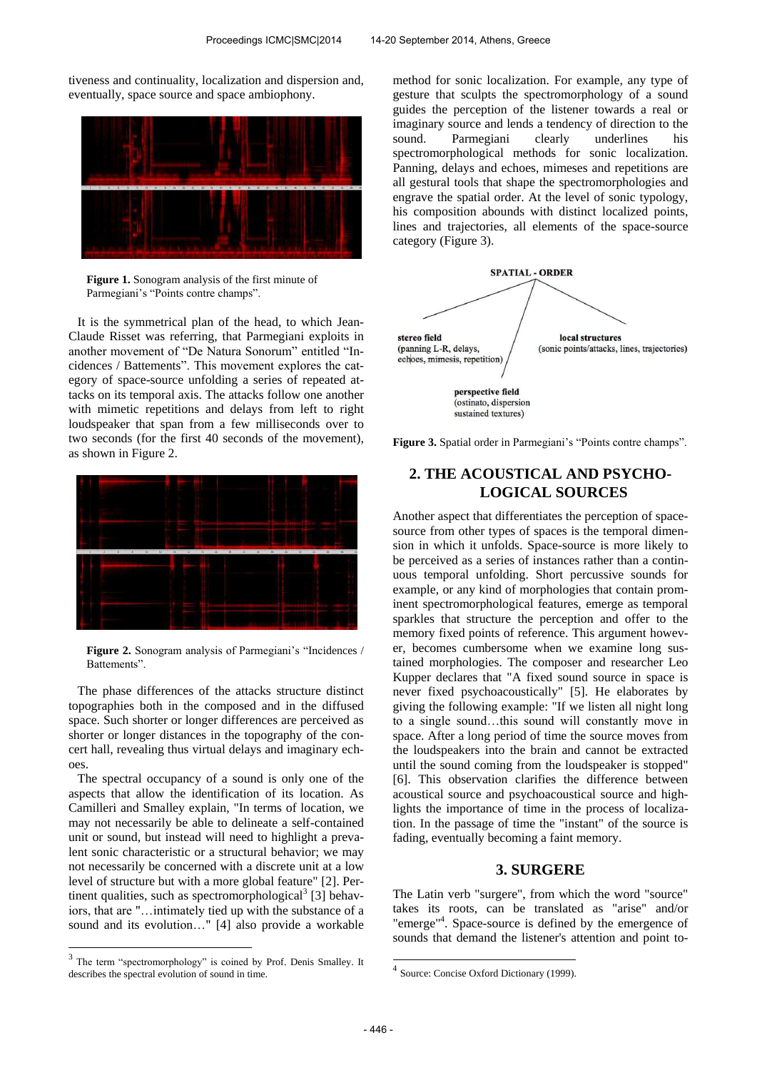tiveness and continuality, localization and dispersion and, eventually, space source and space ambiophony.

**Figure 1.** Sonogram analysis of the first minute of Parmegiani's "Points contre champs".

It is the symmetrical plan of the head, to which Jean-Claude Risset was referring, that Parmegiani exploits in another movement of "De Natura Sonorum" entitled "Incidences / Battements". This movement explores the category of space-source unfolding a series of repeated attacks on its temporal axis. The attacks follow one another with mimetic repetitions and delays from left to right loudspeaker that span from a few milliseconds over to two seconds (for the first 40 seconds of the movement), as shown in Figure 2.

**Figure 2.** Sonogram analysis of Parmegiani's "Incidences / Battements".

The phase differences of the attacks structure distinct topographies both in the composed and in the diffused space. Such shorter or longer differences are perceived as shorter or longer distances in the topography of the concert hall, revealing thus virtual delays and imaginary echoes.

The spectral occupancy of a sound is only one of the aspects that allow the identification of its location. As Camilleri and Smalley explain, "In terms of location, we may not necessarily be able to delineate a self-contained unit or sound, but instead will need to highlight a prevalent sonic characteristic or a structural behavior; we may not necessarily be concerned with a discrete unit at a low level of structure but with a more global feature" [2]. Pertinent qualities, such as spectromorphological[3] [3] behaviors, that are "…intimately tied up with the substance of a sound and its evolution…" [4] also provide a workable method for sonic localization. For example, any type of gesture that sculpts the spectromorphology of a sound guides the perception of the listener towards a real or imaginary source and lends a tendency of direction to the sound. Parmegiani clearly underlines his spectromorphological methods for sonic localization. Panning, delays and echoes, mimeses and repetitions are all gestural tools that shape the spectromorphologies and engrave the spatial order. At the level of sonic typology, his composition abounds with distinct localized points, lines and trajectories, all elements of the space-source category (Figure 3).

**SPATIAL - ORDER**

**stereo field** (panning L-R, delays, echoes, mimesis, repetition)

**local structures** (sonic points/attacks, lines, trajectories)

**perspective field** (ostinato, dispersion sustained textures)

**Figure 3.** Spatial order in Parmegiani's "Points contre champs".

## 2. THE ACOUSTICAL AND PSYCHOLOGICAL SOURCES

Another aspect that differentiates the perception of space-source from other types of spaces is the temporal dimension in which it unfolds. Space-source is more likely to be perceived as a series of instances rather than a continuous temporal unfolding. Short percussive sounds for example, or any kind of morphologies that contain prominent spectromorphological features, emerge as temporal sparkles that structure the perception and offer to the memory fixed points of reference. This argument however, becomes cumbersome when we examine long sustained morphologies. The composer and researcher Leo Kupper declares that "A fixed sound source in space is never fixed psychoacoustically" [5]. He elaborates by giving the following example: "If we listen all night long to a single sound…this sound will constantly move in space. After a long period of time the source moves from the loudspeakers into the brain and cannot be extracted until the sound coming from the loudspeaker is stopped" [6]. This observation clarifies the difference between acoustical source and psychoacoustical source and highlights the importance of time in the process of localization. In the passage of time the "instant" of the source is fading, eventually becoming a faint memory.

## 3. SURGERE

The Latin verb "surgere", from which the word "source" takes its roots, can be translated as "arise" and/or "emerge"[4]. Space-source is defined by the emergence of sounds that demand the listener's attention and point to-

---

[3] The term "spectromorphology" is coined by Prof. Denis Smalley. It describes the spectral evolution of sound in time.

[4] Source: Concise Oxford Dictionary (1999).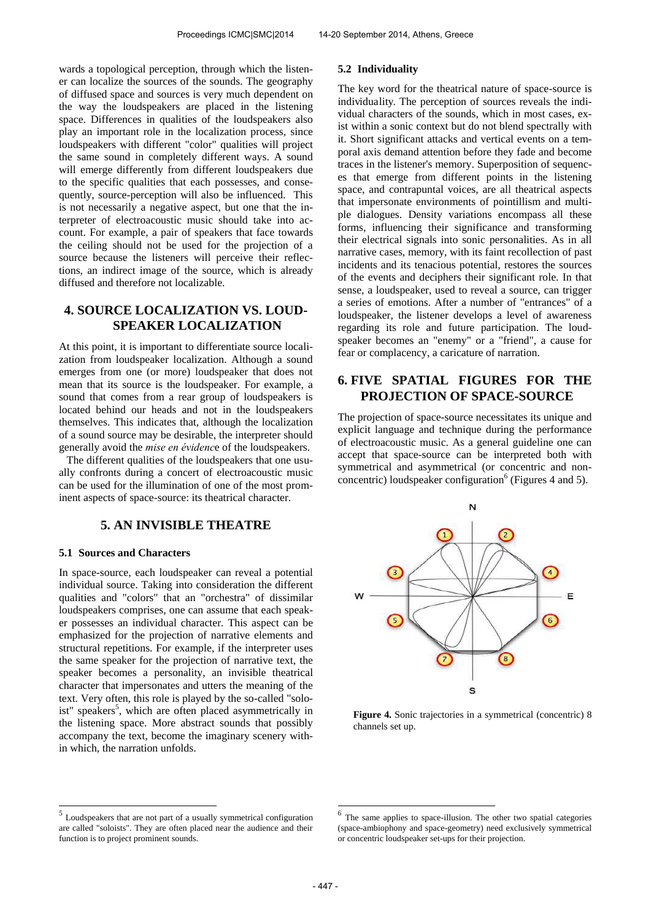wards a topological perception, through which the listener can localize the sources of the sounds. The geography of diffused space and sources is very much dependent on the way the loudspeakers are placed in the listening space. Differences in qualities of the loudspeakers also play an important role in the localization process, since loudspeakers with different "color" qualities will project the same sound in completely different ways. A sound will emerge differently from different loudspeakers due to the specific qualities that each possesses, and consequently, source-perception will also be influenced. This is not necessarily a negative aspect, but one that the interpreter of electroacoustic music should take into account. For example, a pair of speakers that face towards the ceiling should not be used for the projection of a source because the listeners will perceive their reflections, an indirect image of the source, which is already diffused and therefore not localizable.

## 4. SOURCE LOCALIZATION VS. LOUDSPEAKER LOCALIZATION

At this point, it is important to differentiate source localization from loudspeaker localization. Although a sound emerges from one (or more) loudspeaker that does not mean that its source is the loudspeaker. For example, a sound that comes from a rear group of loudspeakers is located behind our heads and not in the loudspeakers themselves. This indicates that, although the localization of a sound source may be desirable, the interpreter should generally avoid the *mise en évidenc*e of the loudspeakers.

The different qualities of the loudspeakers that one usually confronts during a concert of electroacoustic music can be used for the illumination of one of the most prominent aspects of space-source: its theatrical character.

## 5. AN INVISIBLE THEATRE

### 5.1 Sources and Characters

In space-source, each loudspeaker can reveal a potential individual source. Taking into consideration the different qualities and "colors" that an "orchestra" of dissimilar loudspeakers comprises, one can assume that each speaker possesses an individual character. This aspect can be emphasized for the projection of narrative elements and structural repetitions. For example, if the interpreter uses the same speaker for the projection of narrative text, the speaker becomes a personality, an invisible theatrical character that impersonates and utters the meaning of the text. Very often, this role is played by the so-called "soloist" speakers[5], which are often placed asymmetrically in the listening space. More abstract sounds that possibly accompany the text, become the imaginary scenery within which, the narration unfolds.

### 5.2 Individuality

The key word for the theatrical nature of space-source is individuality. The perception of sources reveals the individual characters of the sounds, which in most cases, exist within a sonic context but do not blend spectrally with it. Short significant attacks and vertical events on a temporal axis demand attention before they fade and become traces in the listener's memory. Superposition of sequences that emerge from different points in the listening space, and contrapuntal voices, are all theatrical aspects that impersonate environments of pointillism and multiple dialogues. Density variations encompass all these forms, influencing their significance and transforming their electrical signals into sonic personalities. As in all narrative cases, memory, with its faint recollection of past incidents and its tenacious potential, restores the sources of the events and deciphers their significant role. In that sense, a loudspeaker, used to reveal a source, can trigger a series of emotions. After a number of "entrances" of a loudspeaker, the listener develops a level of awareness regarding its role and future participation. The loudspeaker becomes an "enemy" or a "friend", a cause for fear or complacency, a caricature of narration.

## 6. FIVE SPATIAL FIGURES FOR THE PROJECTION OF SPACE-SOURCE

The projection of space-source necessitates its unique and explicit language and technique during the performance of electroacoustic music. As a general guideline one can accept that space-source can be interpreted both with symmetrical and asymmetrical (or concentric and non-concentric) loudspeaker configuration[6] (Figures 4 and 5).

**Figure 4.** Sonic trajectories in a symmetrical (concentric) 8 channels set up.

[5] Loudspeakers that are not part of a usually symmetrical configuration are called "soloists". They are often placed near the audience and their function is to project prominent sounds.

[6] The same applies to space-illusion. The other two spatial categories (space-ambiophony and space-geometry) need exclusively symmetrical or concentric loudspeaker set-ups for their projection.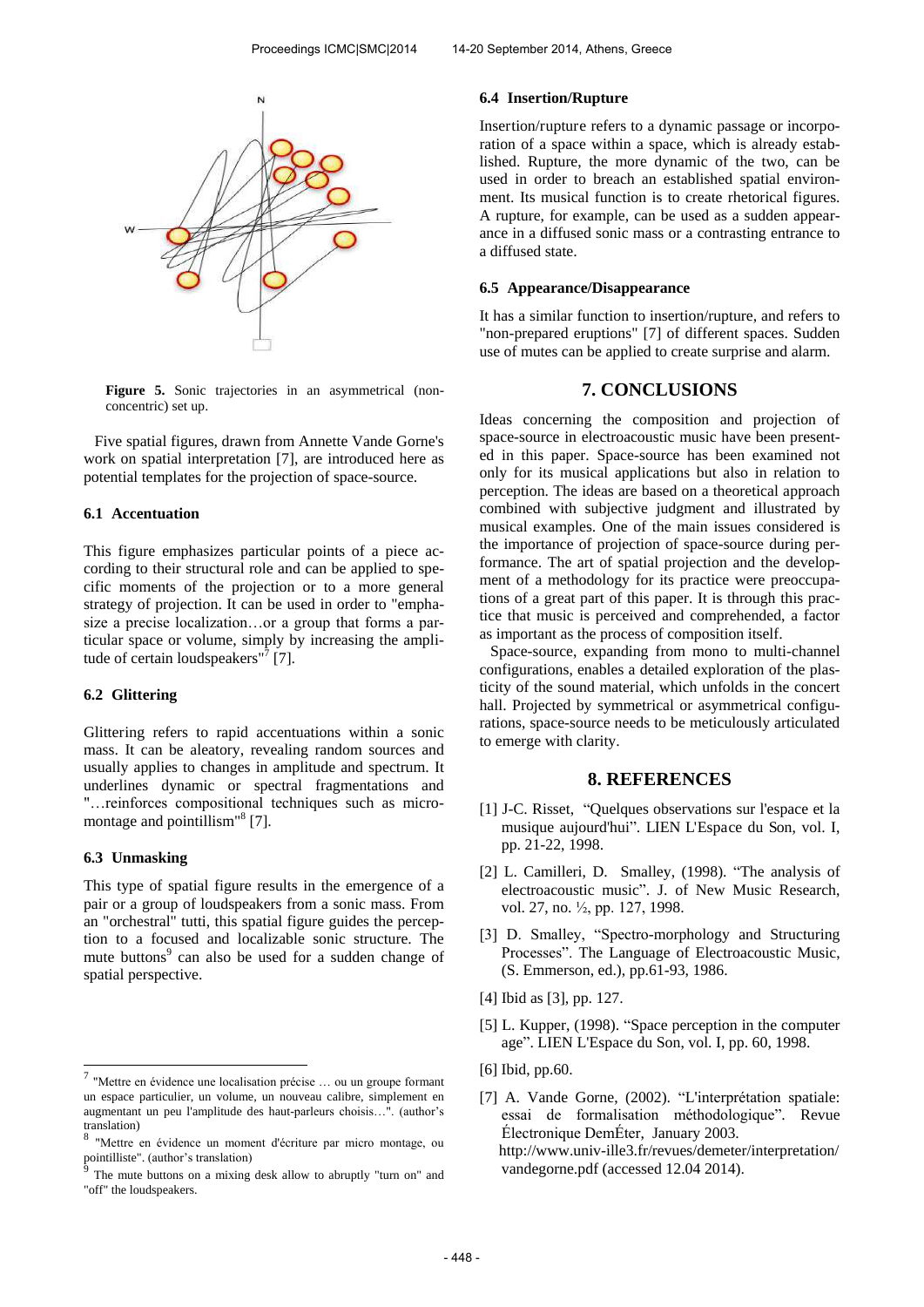N

W

Figure 5. Sonic trajectories in an asymmetrical (non-concentric) set up.

Five spatial figures, drawn from Annette Vande Gorne's work on spatial interpretation [7], are introduced here as potential templates for the projection of space-source.

### 6.1 Accentuation

This figure emphasizes particular points of a piece according to their structural role and can be applied to specific moments of the projection or to a more general strategy of projection. It can be used in order to "emphasize a precise localization…or a group that forms a particular space or volume, simply by increasing the amplitude of certain loudspeakers"[7] [7].

### 6.2 Glittering

Glittering refers to rapid accentuations within a sonic mass. It can be aleatory, revealing random sources and usually applies to changes in amplitude and spectrum. It underlines dynamic or spectral fragmentations and "…reinforces compositional techniques such as micro-montage and pointillism"[8] [7].

### 6.3 Unmasking

This type of spatial figure results in the emergence of a pair or a group of loudspeakers from a sonic mass. From an "orchestral" tutti, this spatial figure guides the perception to a focused and localizable sonic structure. The mute buttons[9] can also be used for a sudden change of spatial perspective.

### 6.4 Insertion/Rupture

Insertion/rupture refers to a dynamic passage or incorporation of a space within a space, which is already established. Rupture, the more dynamic of the two, can be used in order to breach an established spatial environment. Its musical function is to create rhetorical figures. A rupture, for example, can be used as a sudden appearance in a diffused sonic mass or a contrasting entrance to a diffused state.

### 6.5 Appearance/Disappearance

It has a similar function to insertion/rupture, and refers to "non-prepared eruptions" [7] of different spaces. Sudden use of mutes can be applied to create surprise and alarm.

## 7. CONCLUSIONS

Ideas concerning the composition and projection of space-source in electroacoustic music have been presented in this paper. Space-source has been examined not only for its musical applications but also in relation to perception. The ideas are based on a theoretical approach combined with subjective judgment and illustrated by musical examples. One of the main issues considered is the importance of projection of space-source during performance. The art of spatial projection and the development of a methodology for its practice were preoccupations of a great part of this paper. It is through this practice that music is perceived and comprehended, a factor as important as the process of composition itself.

Space-source, expanding from mono to multi-channel configurations, enables a detailed exploration of the plasticity of the sound material, which unfolds in the concert hall. Projected by symmetrical or asymmetrical configurations, space-source needs to be meticulously articulated to emerge with clarity.

## 8. REFERENCES

[1] J-C. Risset, "Quelques observations sur l'espace et la musique aujourd'hui". LIEN L'Espace du Son, vol. I, pp. 21-22, 1998.

[2] L. Camilleri, D. Smalley, (1998). "The analysis of electroacoustic music". J. of New Music Research, vol. 27, no. ½, pp. 127, 1998.

[3] D. Smalley, "Spectro-morphology and Structuring Processes". The Language of Electroacoustic Music, (S. Emmerson, ed.), pp.61-93, 1986.

[4] Ibid as [3], pp. 127.

[5] L. Kupper, (1998). "Space perception in the computer age". LIEN L'Espace du Son, vol. I, pp. 60, 1998.

[6] Ibid, pp.60.

[7] A. Vande Gorne, (2002). "L'interprétation spatiale: essai de formalisation méthodologique". Revue Électronique DemÉter, January 2003. http://www.univ-ille3.fr/revues/demeter/interpretation/vandegorne.pdf (accessed 12.04 2014).

---

[7] "Mettre en évidence une localisation précise … ou un groupe formant un espace particulier, un volume, un nouveau calibre, simplement en augmentant un peu l'amplitude des haut-parleurs choisis…". (author's translation)

[8] "Mettre en évidence un moment d'écriture par micro montage, ou pointilliste". (author's translation)

[9] The mute buttons on a mixing desk allow to abruptly "turn on" and "off" the loudspeakers.